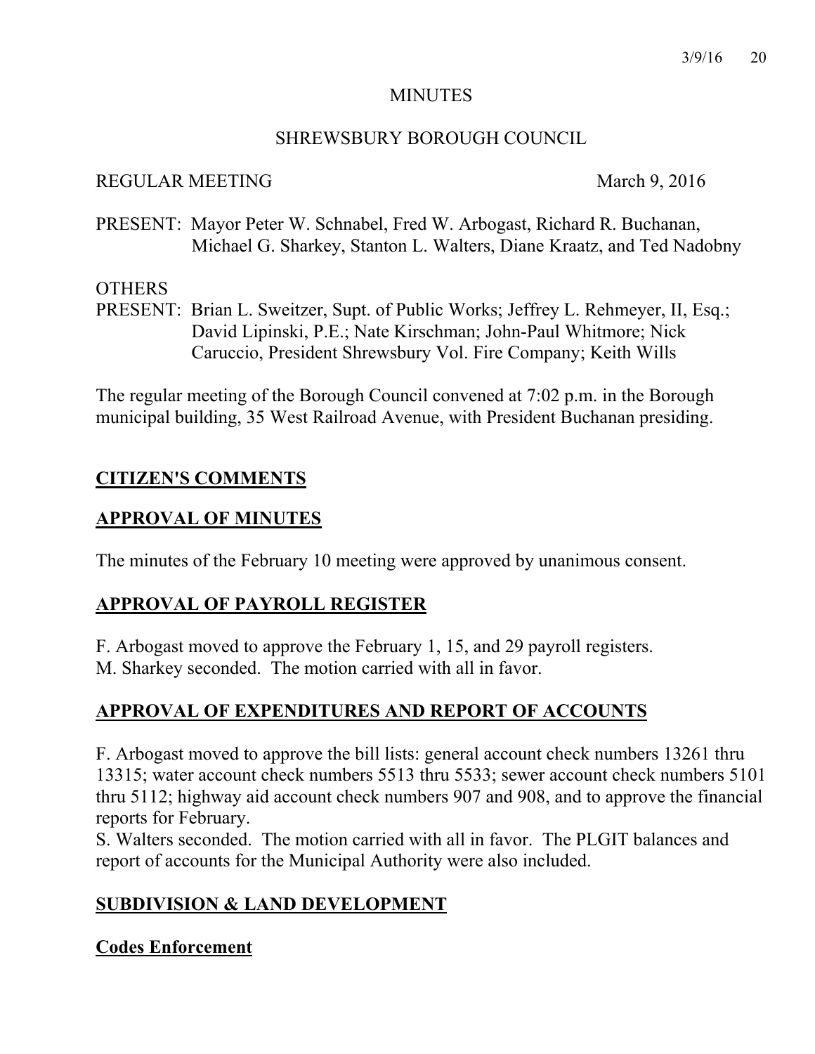# MINUTES

## SHREWSBURY BOROUGH COUNCIL

REGULAR MEETING March 9, 2016

PRESENT: Mayor Peter W. Schnabel, Fred W. Arbogast, Richard R. Buchanan, Michael G. Sharkey, Stanton L. Walters, Diane Kraatz, and Ted Nadobny

OTHERS
PRESENT: Brian L. Sweitzer, Supt. of Public Works; Jeffrey L. Rehmeyer, II, Esq.; David Lipinski, P.E.; Nate Kirschman; John-Paul Whitmore; Nick Caruccio, President Shrewsbury Vol. Fire Company; Keith Wills

The regular meeting of the Borough Council convened at 7:02 p.m. in the Borough municipal building, 35 West Railroad Avenue, with President Buchanan presiding.

**CITIZEN'S COMMENTS**

**APPROVAL OF MINUTES**

The minutes of the February 10 meeting were approved by unanimous consent.

**APPROVAL OF PAYROLL REGISTER**

F. Arbogast moved to approve the February 1, 15, and 29 payroll registers.
M. Sharkey seconded. The motion carried with all in favor.

**APPROVAL OF EXPENDITURES AND REPORT OF ACCOUNTS**

F. Arbogast moved to approve the bill lists: general account check numbers 13261 thru 13315; water account check numbers 5513 thru 5533; sewer account check numbers 5101 thru 5112; highway aid account check numbers 907 and 908, and to approve the financial reports for February.
S. Walters seconded. The motion carried with all in favor. The PLGIT balances and report of accounts for the Municipal Authority were also included.

**SUBDIVISION & LAND DEVELOPMENT**

**Codes Enforcement**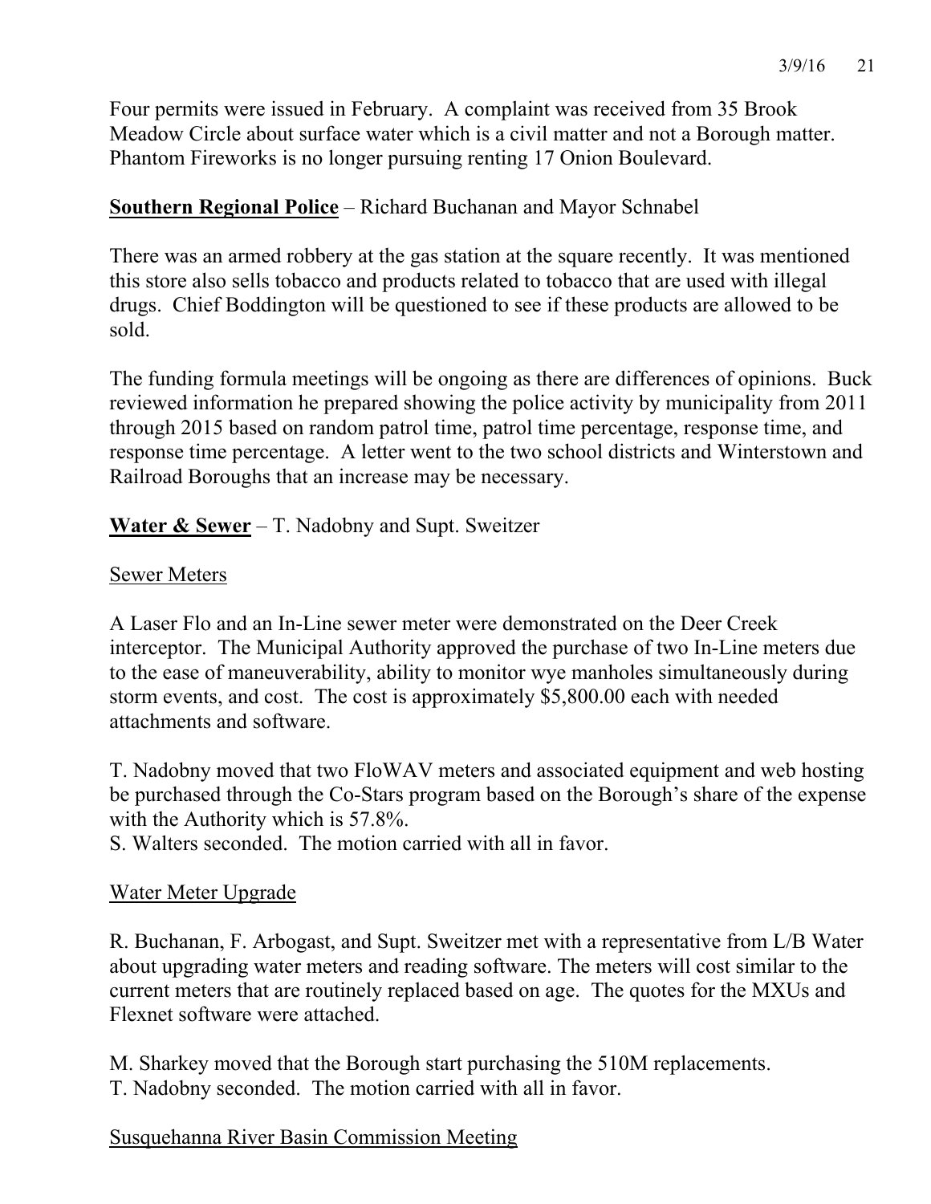Four permits were issued in February. A complaint was received from 35 Brook Meadow Circle about surface water which is a civil matter and not a Borough matter. Phantom Fireworks is no longer pursuing renting 17 Onion Boulevard.

**<u>Southern Regional Police</u>** – Richard Buchanan and Mayor Schnabel

There was an armed robbery at the gas station at the square recently. It was mentioned this store also sells tobacco and products related to tobacco that are used with illegal drugs. Chief Boddington will be questioned to see if these products are allowed to be sold.

The funding formula meetings will be ongoing as there are differences of opinions. Buck reviewed information he prepared showing the police activity by municipality from 2011 through 2015 based on random patrol time, patrol time percentage, response time, and response time percentage. A letter went to the two school districts and Winterstown and Railroad Boroughs that an increase may be necessary.

**<u>Water & Sewer</u>** – T. Nadobny and Supt. Sweitzer

<u>Sewer Meters</u>

A Laser Flo and an In-Line sewer meter were demonstrated on the Deer Creek interceptor. The Municipal Authority approved the purchase of two In-Line meters due to the ease of maneuverability, ability to monitor wye manholes simultaneously during storm events, and cost. The cost is approximately $5,800.00 each with needed attachments and software.

T. Nadobny moved that two FloWAV meters and associated equipment and web hosting be purchased through the Co-Stars program based on the Borough's share of the expense with the Authority which is 57.8%.
S. Walters seconded. The motion carried with all in favor.

<u>Water Meter Upgrade</u>

R. Buchanan, F. Arbogast, and Supt. Sweitzer met with a representative from L/B Water about upgrading water meters and reading software. The meters will cost similar to the current meters that are routinely replaced based on age. The quotes for the MXUs and Flexnet software were attached.

M. Sharkey moved that the Borough start purchasing the 510M replacements.
T. Nadobny seconded. The motion carried with all in favor.

<u>Susquehanna River Basin Commission Meeting</u>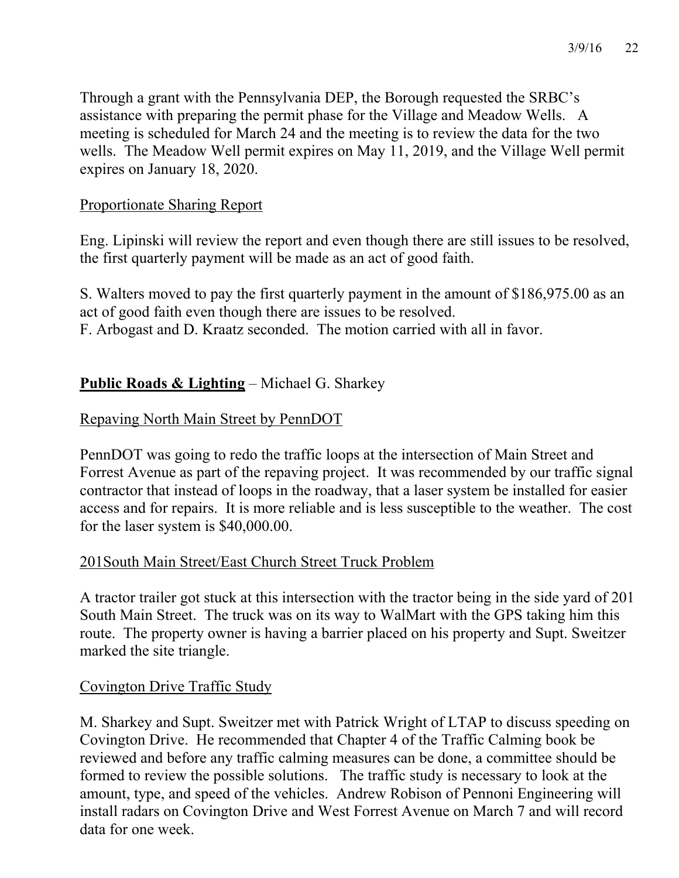Through a grant with the Pennsylvania DEP, the Borough requested the SRBC's assistance with preparing the permit phase for the Village and Meadow Wells. A meeting is scheduled for March 24 and the meeting is to review the data for the two wells. The Meadow Well permit expires on May 11, 2019, and the Village Well permit expires on January 18, 2020.

<u>Proportionate Sharing Report</u>

Eng. Lipinski will review the report and even though there are still issues to be resolved, the first quarterly payment will be made as an act of good faith.

S. Walters moved to pay the first quarterly payment in the amount of $186,975.00 as an act of good faith even though there are issues to be resolved.
F. Arbogast and D. Kraatz seconded. The motion carried with all in favor.

**<u>Public Roads & Lighting</u>** – Michael G. Sharkey

<u>Repaving North Main Street by PennDOT</u>

PennDOT was going to redo the traffic loops at the intersection of Main Street and Forrest Avenue as part of the repaving project. It was recommended by our traffic signal contractor that instead of loops in the roadway, that a laser system be installed for easier access and for repairs. It is more reliable and is less susceptible to the weather. The cost for the laser system is $40,000.00.

<u>201South Main Street/East Church Street Truck Problem</u>

A tractor trailer got stuck at this intersection with the tractor being in the side yard of 201 South Main Street. The truck was on its way to WalMart with the GPS taking him this route. The property owner is having a barrier placed on his property and Supt. Sweitzer marked the site triangle.

<u>Covington Drive Traffic Study</u>

M. Sharkey and Supt. Sweitzer met with Patrick Wright of LTAP to discuss speeding on Covington Drive. He recommended that Chapter 4 of the Traffic Calming book be reviewed and before any traffic calming measures can be done, a committee should be formed to review the possible solutions. The traffic study is necessary to look at the amount, type, and speed of the vehicles. Andrew Robison of Pennoni Engineering will install radars on Covington Drive and West Forrest Avenue on March 7 and will record data for one week.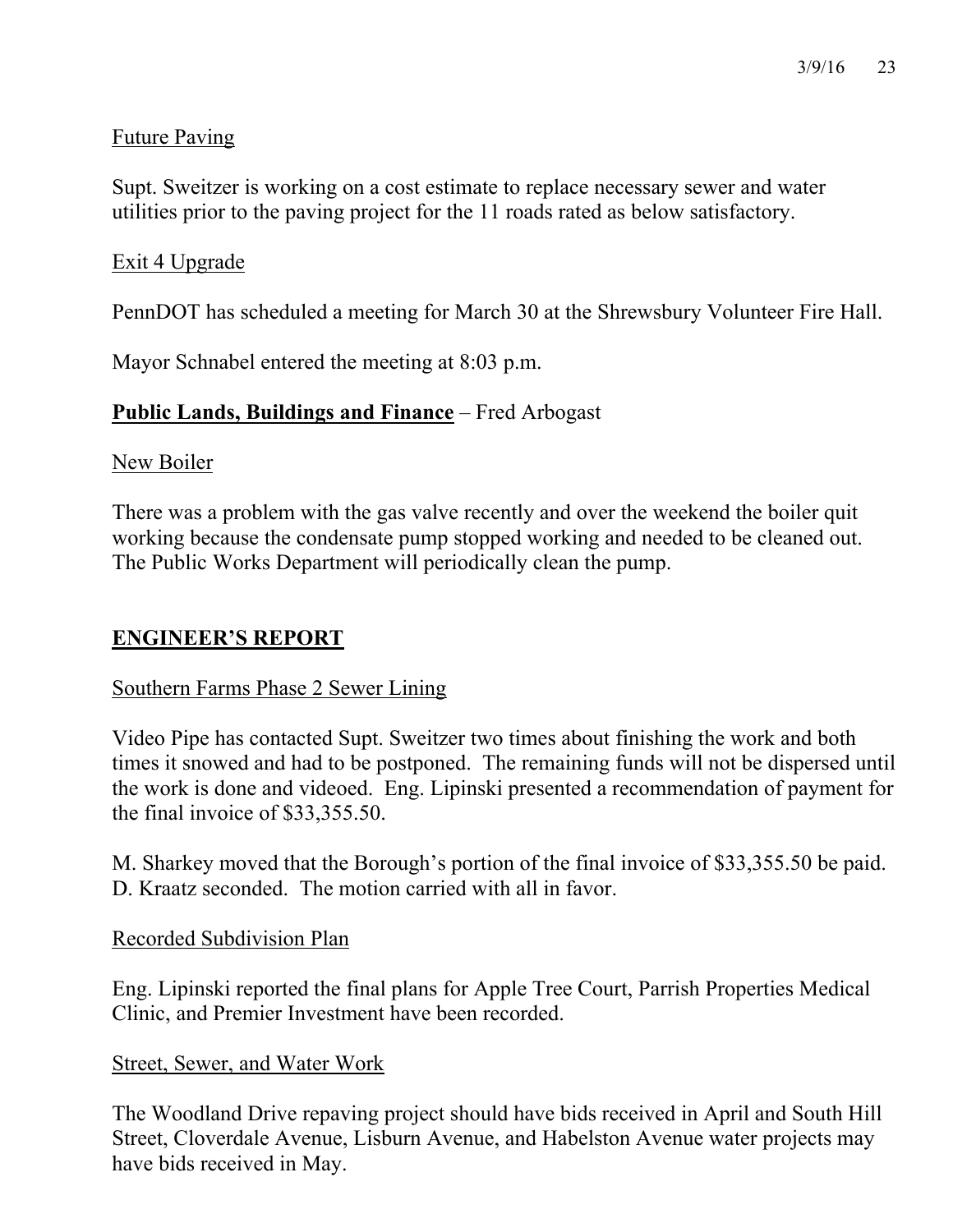Future Paving

Supt. Sweitzer is working on a cost estimate to replace necessary sewer and water utilities prior to the paving project for the 11 roads rated as below satisfactory.

Exit 4 Upgrade

PennDOT has scheduled a meeting for March 30 at the Shrewsbury Volunteer Fire Hall.

Mayor Schnabel entered the meeting at 8:03 p.m.

**Public Lands, Buildings and Finance** – Fred Arbogast

New Boiler

There was a problem with the gas valve recently and over the weekend the boiler quit working because the condensate pump stopped working and needed to be cleaned out. The Public Works Department will periodically clean the pump.

## ENGINEER'S REPORT

Southern Farms Phase 2 Sewer Lining

Video Pipe has contacted Supt. Sweitzer two times about finishing the work and both times it snowed and had to be postponed. The remaining funds will not be dispersed until the work is done and videoed. Eng. Lipinski presented a recommendation of payment for the final invoice of $33,355.50.

M. Sharkey moved that the Borough's portion of the final invoice of $33,355.50 be paid. D. Kraatz seconded. The motion carried with all in favor.

Recorded Subdivision Plan

Eng. Lipinski reported the final plans for Apple Tree Court, Parrish Properties Medical Clinic, and Premier Investment have been recorded.

Street, Sewer, and Water Work

The Woodland Drive repaving project should have bids received in April and South Hill Street, Cloverdale Avenue, Lisburn Avenue, and Habelston Avenue water projects may have bids received in May.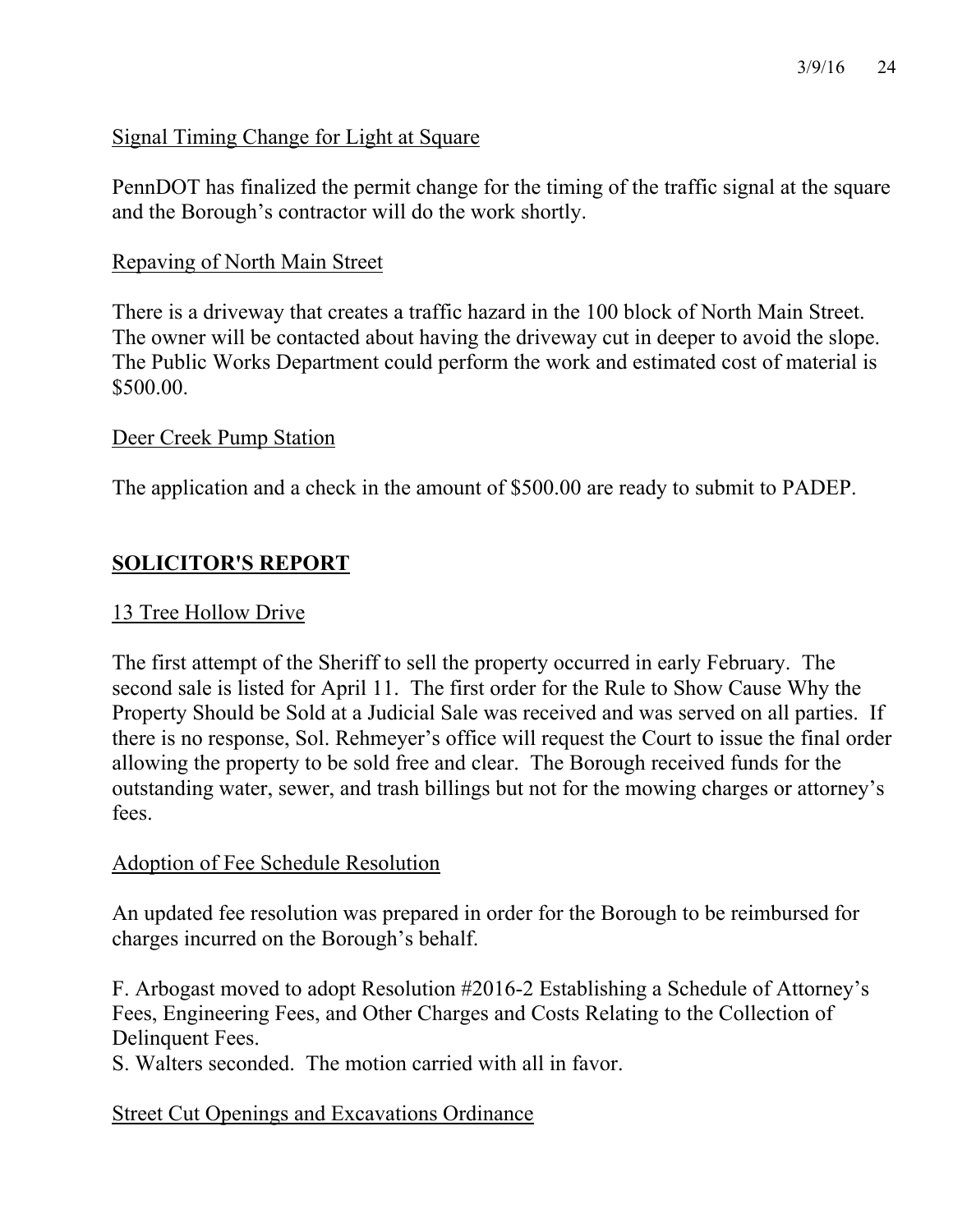Signal Timing Change for Light at Square

PennDOT has finalized the permit change for the timing of the traffic signal at the square and the Borough's contractor will do the work shortly.

Repaving of North Main Street

There is a driveway that creates a traffic hazard in the 100 block of North Main Street. The owner will be contacted about having the driveway cut in deeper to avoid the slope. The Public Works Department could perform the work and estimated cost of material is $500.00.

Deer Creek Pump Station

The application and a check in the amount of $500.00 are ready to submit to PADEP.

## SOLICITOR'S REPORT

13 Tree Hollow Drive

The first attempt of the Sheriff to sell the property occurred in early February. The second sale is listed for April 11. The first order for the Rule to Show Cause Why the Property Should be Sold at a Judicial Sale was received and was served on all parties. If there is no response, Sol. Rehmeyer's office will request the Court to issue the final order allowing the property to be sold free and clear. The Borough received funds for the outstanding water, sewer, and trash billings but not for the mowing charges or attorney's fees.

Adoption of Fee Schedule Resolution

An updated fee resolution was prepared in order for the Borough to be reimbursed for charges incurred on the Borough's behalf.

F. Arbogast moved to adopt Resolution #2016-2 Establishing a Schedule of Attorney's Fees, Engineering Fees, and Other Charges and Costs Relating to the Collection of Delinquent Fees.
S. Walters seconded. The motion carried with all in favor.

Street Cut Openings and Excavations Ordinance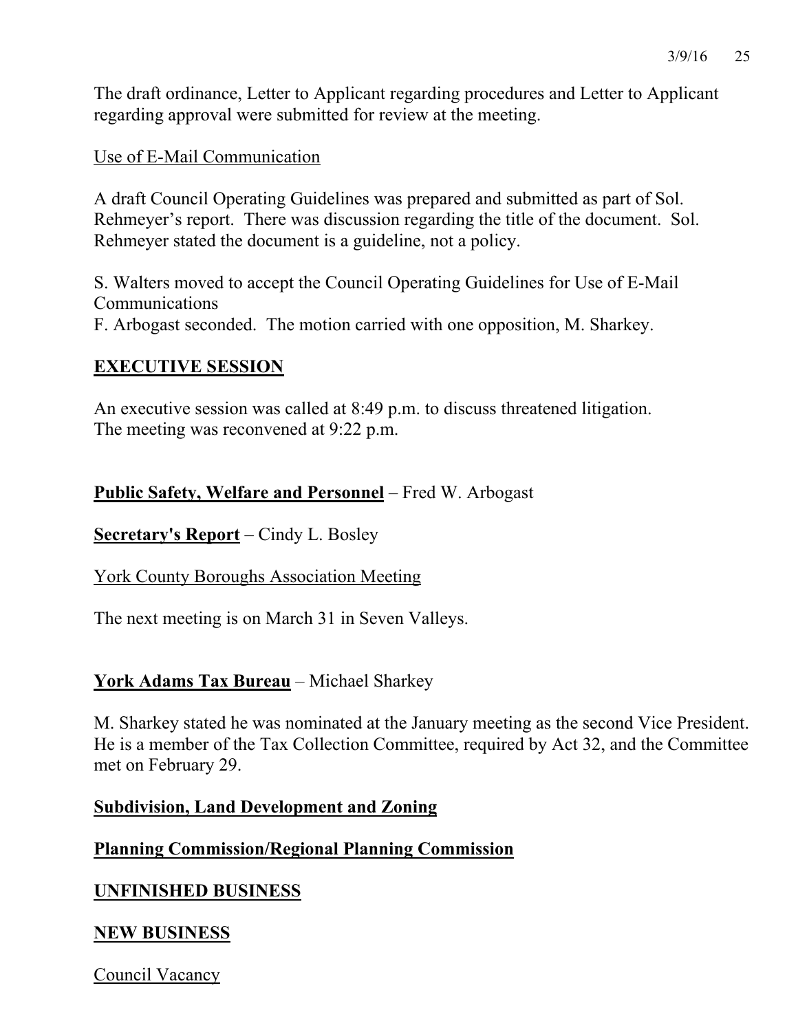The draft ordinance, Letter to Applicant regarding procedures and Letter to Applicant regarding approval were submitted for review at the meeting.

Use of E-Mail Communication

A draft Council Operating Guidelines was prepared and submitted as part of Sol. Rehmeyer's report. There was discussion regarding the title of the document. Sol. Rehmeyer stated the document is a guideline, not a policy.

S. Walters moved to accept the Council Operating Guidelines for Use of E-Mail Communications
F. Arbogast seconded. The motion carried with one opposition, M. Sharkey.

**EXECUTIVE SESSION**

An executive session was called at 8:49 p.m. to discuss threatened litigation.
The meeting was reconvened at 9:22 p.m.

**Public Safety, Welfare and Personnel** – Fred W. Arbogast

**Secretary's Report** – Cindy L. Bosley

York County Boroughs Association Meeting

The next meeting is on March 31 in Seven Valleys.

**York Adams Tax Bureau** – Michael Sharkey

M. Sharkey stated he was nominated at the January meeting as the second Vice President. He is a member of the Tax Collection Committee, required by Act 32, and the Committee met on February 29.

**Subdivision, Land Development and Zoning**

**Planning Commission/Regional Planning Commission**

**UNFINISHED BUSINESS**

**NEW BUSINESS**

Council Vacancy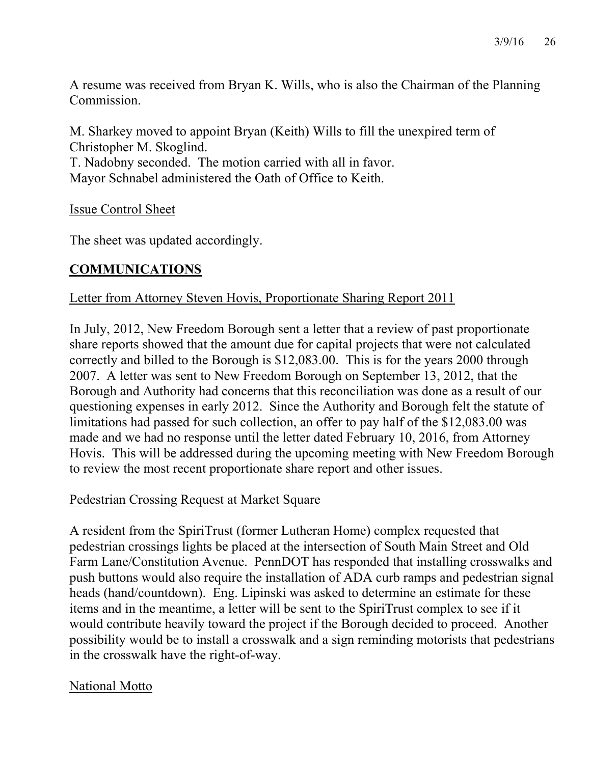A resume was received from Bryan K. Wills, who is also the Chairman of the Planning Commission.

M. Sharkey moved to appoint Bryan (Keith) Wills to fill the unexpired term of Christopher M. Skoglind.
T. Nadobny seconded. The motion carried with all in favor.
Mayor Schnabel administered the Oath of Office to Keith.

<u>Issue Control Sheet</u>

The sheet was updated accordingly.

## COMMUNICATIONS

<u>Letter from Attorney Steven Hovis, Proportionate Sharing Report 2011</u>

In July, 2012, New Freedom Borough sent a letter that a review of past proportionate share reports showed that the amount due for capital projects that were not calculated correctly and billed to the Borough is $12,083.00. This is for the years 2000 through 2007. A letter was sent to New Freedom Borough on September 13, 2012, that the Borough and Authority had concerns that this reconciliation was done as a result of our questioning expenses in early 2012. Since the Authority and Borough felt the statute of limitations had passed for such collection, an offer to pay half of the $12,083.00 was made and we had no response until the letter dated February 10, 2016, from Attorney Hovis. This will be addressed during the upcoming meeting with New Freedom Borough to review the most recent proportionate share report and other issues.

<u>Pedestrian Crossing Request at Market Square</u>

A resident from the SpiriTrust (former Lutheran Home) complex requested that pedestrian crossings lights be placed at the intersection of South Main Street and Old Farm Lane/Constitution Avenue. PennDOT has responded that installing crosswalks and push buttons would also require the installation of ADA curb ramps and pedestrian signal heads (hand/countdown). Eng. Lipinski was asked to determine an estimate for these items and in the meantime, a letter will be sent to the SpiriTrust complex to see if it would contribute heavily toward the project if the Borough decided to proceed. Another possibility would be to install a crosswalk and a sign reminding motorists that pedestrians in the crosswalk have the right-of-way.

<u>National Motto</u>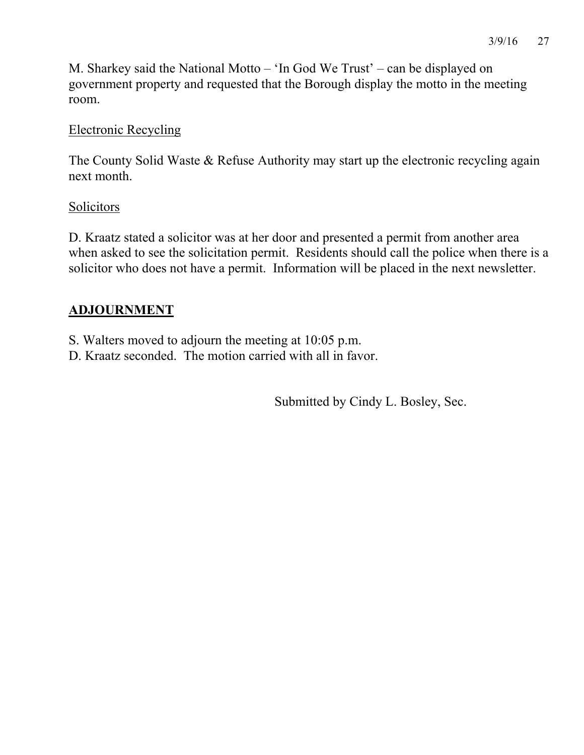M. Sharkey said the National Motto – 'In God We Trust' – can be displayed on government property and requested that the Borough display the motto in the meeting room.

Electronic Recycling

The County Solid Waste & Refuse Authority may start up the electronic recycling again next month.

Solicitors

D. Kraatz stated a solicitor was at her door and presented a permit from another area when asked to see the solicitation permit. Residents should call the police when there is a solicitor who does not have a permit. Information will be placed in the next newsletter.

## ADJOURNMENT

S. Walters moved to adjourn the meeting at 10:05 p.m.
D. Kraatz seconded. The motion carried with all in favor.

Submitted by Cindy L. Bosley, Sec.